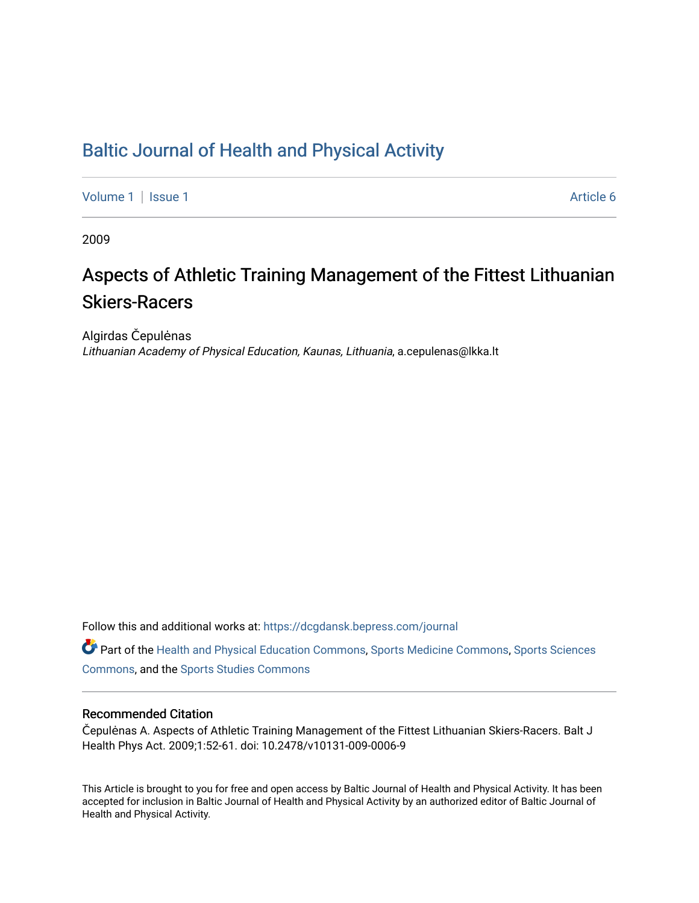# Baltic Journal of Health and Physical Activity

Volume 1 | Issue 1 Article 6

2009

## Aspects of Athletic Training Management of the Fittest Lithuanian Skiers-Racers

Algirdas Čepulėnas
*Lithuanian Academy of Physical Education, Kaunas, Lithuania*, a.cepulenas@lkka.lt

Follow this and additional works at: https://dcgdansk.bepress.com/journal

Part of the Health and Physical Education Commons, Sports Medicine Commons, Sports Sciences Commons, and the Sports Studies Commons

### Recommended Citation

Čepulėnas A. Aspects of Athletic Training Management of the Fittest Lithuanian Skiers-Racers. Balt J Health Phys Act. 2009;1:52-61. doi: 10.2478/v10131-009-0006-9

This Article is brought to you for free and open access by Baltic Journal of Health and Physical Activity. It has been accepted for inclusion in Baltic Journal of Health and Physical Activity by an authorized editor of Baltic Journal of Health and Physical Activity.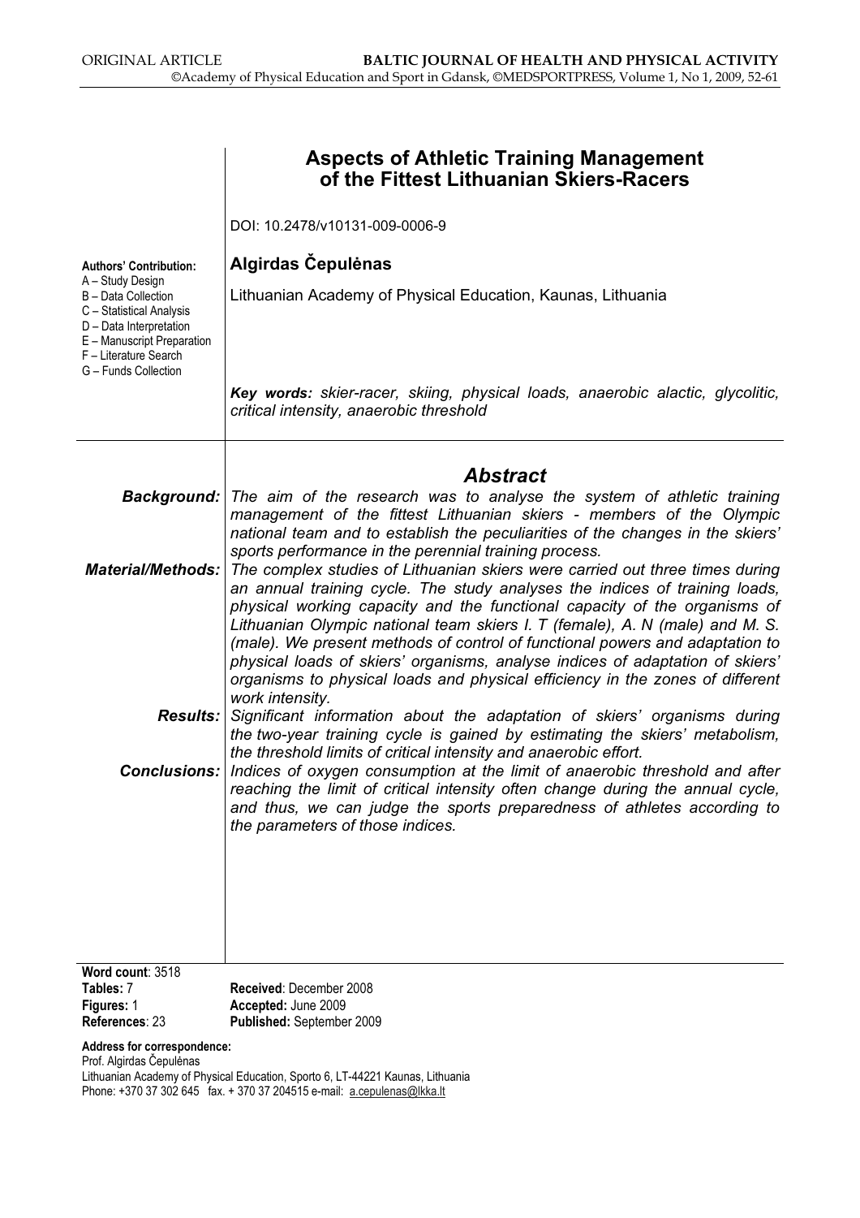ORIGINAL ARTICLE

# Aspects of Athletic Training Management of the Fittest Lithuanian Skiers-Racers

DOI: 10.2478/v10131-009-0006-9

**Authors' Contribution:**
A – Study Design
B – Data Collection
C – Statistical Analysis
D – Data Interpretation
E – Manuscript Preparation
F – Literature Search
G – Funds Collection

**Algirdas Čepulėnas**

Lithuanian Academy of Physical Education, Kaunas, Lithuania

***Key words:*** *skier-racer, skiing, physical loads, anaerobic alactic, glycolitic, critical intensity, anaerobic threshold*

## Abstract

***Background:*** *The aim of the research was to analyse the system of athletic training management of the fittest Lithuanian skiers - members of the Olympic national team and to establish the peculiarities of the changes in the skiers' sports performance in the perennial training process.*

***Material/Methods:*** *The complex studies of Lithuanian skiers were carried out three times during an annual training cycle. The study analyses the indices of training loads, physical working capacity and the functional capacity of the organisms of Lithuanian Olympic national team skiers I. T (female), A. N (male) and M. S. (male). We present methods of control of functional powers and adaptation to physical loads of skiers' organisms, analyse indices of adaptation of skiers' organisms to physical loads and physical efficiency in the zones of different work intensity.*

***Results:*** *Significant information about the adaptation of skiers' organisms during the two-year training cycle is gained by estimating the skiers' metabolism, the threshold limits of critical intensity and anaerobic effort.*

***Conclusions:*** *Indices of oxygen consumption at the limit of anaerobic threshold and after reaching the limit of critical intensity often change during the annual cycle, and thus, we can judge the sports preparedness of athletes according to the parameters of those indices.*

**Word count**: 3518
**Tables:** 7
**Figures:** 1
**References**: 23

**Received**: December 2008
**Accepted:** June 2009
**Published:** September 2009

**Address for correspondence:**
Prof. Algirdas Čepulėnas
Lithuanian Academy of Physical Education, Sporto 6, LT-44221 Kaunas, Lithuania
Phone: +370 37 302 645 fax. + 370 37 204515 e-mail: a.cepulenas@lkka.lt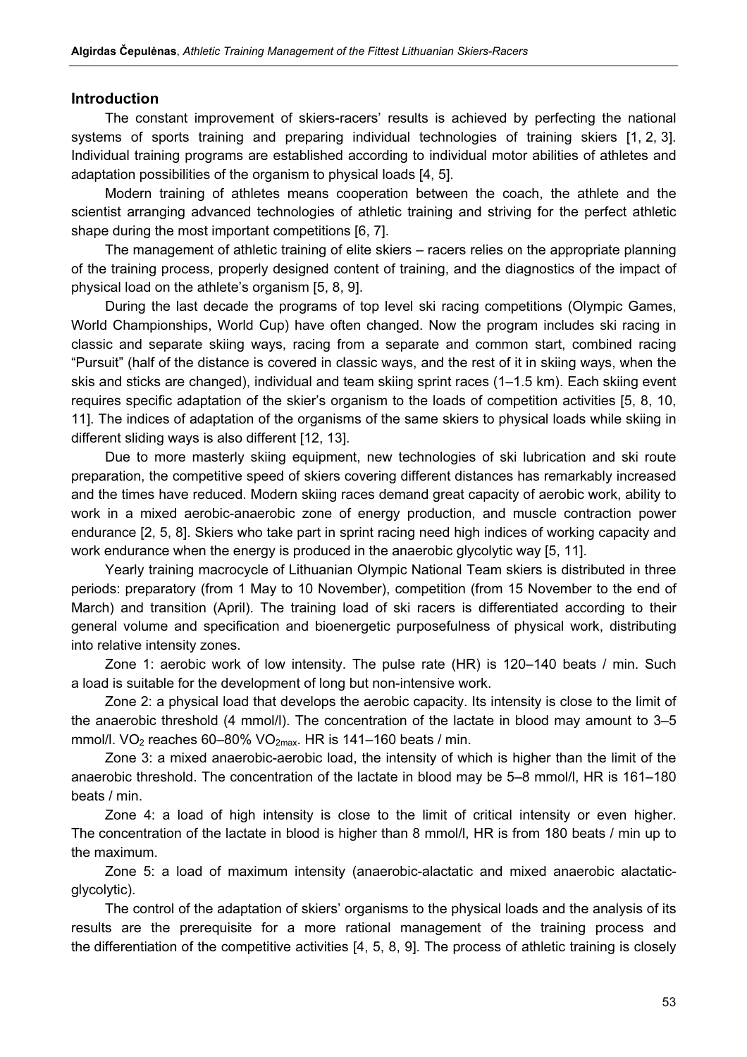## Introduction

The constant improvement of skiers-racers' results is achieved by perfecting the national systems of sports training and preparing individual technologies of training skiers [1, 2, 3]. Individual training programs are established according to individual motor abilities of athletes and adaptation possibilities of the organism to physical loads [4, 5].

Modern training of athletes means cooperation between the coach, the athlete and the scientist arranging advanced technologies of athletic training and striving for the perfect athletic shape during the most important competitions [6, 7].

The management of athletic training of elite skiers – racers relies on the appropriate planning of the training process, properly designed content of training, and the diagnostics of the impact of physical load on the athlete's organism [5, 8, 9].

During the last decade the programs of top level ski racing competitions (Olympic Games, World Championships, World Cup) have often changed. Now the program includes ski racing in classic and separate skiing ways, racing from a separate and common start, combined racing "Pursuit" (half of the distance is covered in classic ways, and the rest of it in skiing ways, when the skis and sticks are changed), individual and team skiing sprint races (1–1.5 km). Each skiing event requires specific adaptation of the skier's organism to the loads of competition activities [5, 8, 10, 11]. The indices of adaptation of the organisms of the same skiers to physical loads while skiing in different sliding ways is also different [12, 13].

Due to more masterly skiing equipment, new technologies of ski lubrication and ski route preparation, the competitive speed of skiers covering different distances has remarkably increased and the times have reduced. Modern skiing races demand great capacity of aerobic work, ability to work in a mixed aerobic-anaerobic zone of energy production, and muscle contraction power endurance [2, 5, 8]. Skiers who take part in sprint racing need high indices of working capacity and work endurance when the energy is produced in the anaerobic glycolytic way [5, 11].

Yearly training macrocycle of Lithuanian Olympic National Team skiers is distributed in three periods: preparatory (from 1 May to 10 November), competition (from 15 November to the end of March) and transition (April). The training load of ski racers is differentiated according to their general volume and specification and bioenergetic purposefulness of physical work, distributing into relative intensity zones.

Zone 1: aerobic work of low intensity. The pulse rate (HR) is 120–140 beats / min. Such a load is suitable for the development of long but non-intensive work.

Zone 2: a physical load that develops the aerobic capacity. Its intensity is close to the limit of the anaerobic threshold (4 mmol/l). The concentration of the lactate in blood may amount to 3–5 mmol/l. $VO_2$ reaches 60–80% $VO_{2max}$. HR is 141–160 beats / min.

Zone 3: a mixed anaerobic-aerobic load, the intensity of which is higher than the limit of the anaerobic threshold. The concentration of the lactate in blood may be 5–8 mmol/l, HR is 161–180 beats / min.

Zone 4: a load of high intensity is close to the limit of critical intensity or even higher. The concentration of the lactate in blood is higher than 8 mmol/l, HR is from 180 beats / min up to the maximum.

Zone 5: a load of maximum intensity (anaerobic-alactatic and mixed anaerobic alactatic-glycolytic).

The control of the adaptation of skiers' organisms to the physical loads and the analysis of its results are the prerequisite for a more rational management of the training process and the differentiation of the competitive activities [4, 5, 8, 9]. The process of athletic training is closely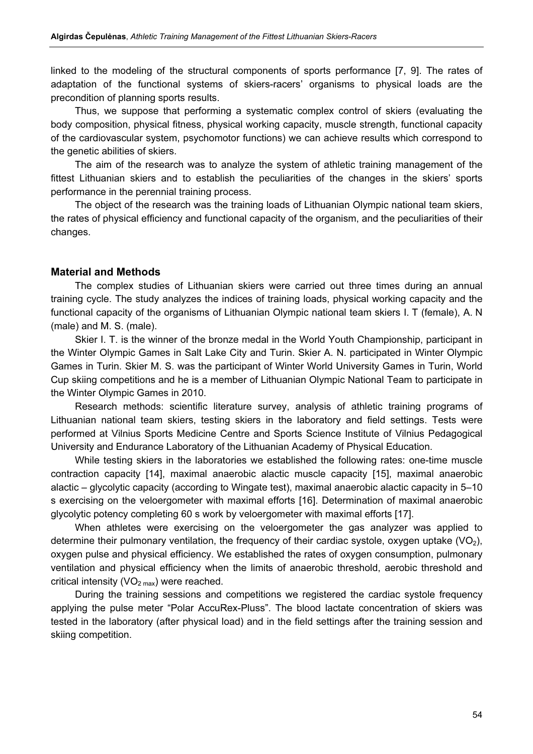linked to the modeling of the structural components of sports performance [7, 9]. The rates of adaptation of the functional systems of skiers-racers' organisms to physical loads are the precondition of planning sports results.

Thus, we suppose that performing a systematic complex control of skiers (evaluating the body composition, physical fitness, physical working capacity, muscle strength, functional capacity of the cardiovascular system, psychomotor functions) we can achieve results which correspond to the genetic abilities of skiers.

The aim of the research was to analyze the system of athletic training management of the fittest Lithuanian skiers and to establish the peculiarities of the changes in the skiers' sports performance in the perennial training process.

The object of the research was the training loads of Lithuanian Olympic national team skiers, the rates of physical efficiency and functional capacity of the organism, and the peculiarities of their changes.

## Material and Methods

The complex studies of Lithuanian skiers were carried out three times during an annual training cycle. The study analyzes the indices of training loads, physical working capacity and the functional capacity of the organisms of Lithuanian Olympic national team skiers I. T (female), A. N (male) and M. S. (male).

Skier I. T. is the winner of the bronze medal in the World Youth Championship, participant in the Winter Olympic Games in Salt Lake City and Turin. Skier A. N. participated in Winter Olympic Games in Turin. Skier M. S. was the participant of Winter World University Games in Turin, World Cup skiing competitions and he is a member of Lithuanian Olympic National Team to participate in the Winter Olympic Games in 2010.

Research methods: scientific literature survey, analysis of athletic training programs of Lithuanian national team skiers, testing skiers in the laboratory and field settings. Tests were performed at Vilnius Sports Medicine Centre and Sports Science Institute of Vilnius Pedagogical University and Endurance Laboratory of the Lithuanian Academy of Physical Education.

While testing skiers in the laboratories we established the following rates: one-time muscle contraction capacity [14], maximal anaerobic alactic muscle capacity [15], maximal anaerobic alactic – glycolytic capacity (according to Wingate test), maximal anaerobic alactic capacity in 5–10 s exercising on the veloergometer with maximal efforts [16]. Determination of maximal anaerobic glycolytic potency completing 60 s work by veloergometer with maximal efforts [17].

When athletes were exercising on the veloergometer the gas analyzer was applied to determine their pulmonary ventilation, the frequency of their cardiac systole, oxygen uptake ($VO_2$), oxygen pulse and physical efficiency. We established the rates of oxygen consumption, pulmonary ventilation and physical efficiency when the limits of anaerobic threshold, aerobic threshold and critical intensity ($VO_{2\,max}$) were reached.

During the training sessions and competitions we registered the cardiac systole frequency applying the pulse meter "Polar AccuRex-Pluss". The blood lactate concentration of skiers was tested in the laboratory (after physical load) and in the field settings after the training session and skiing competition.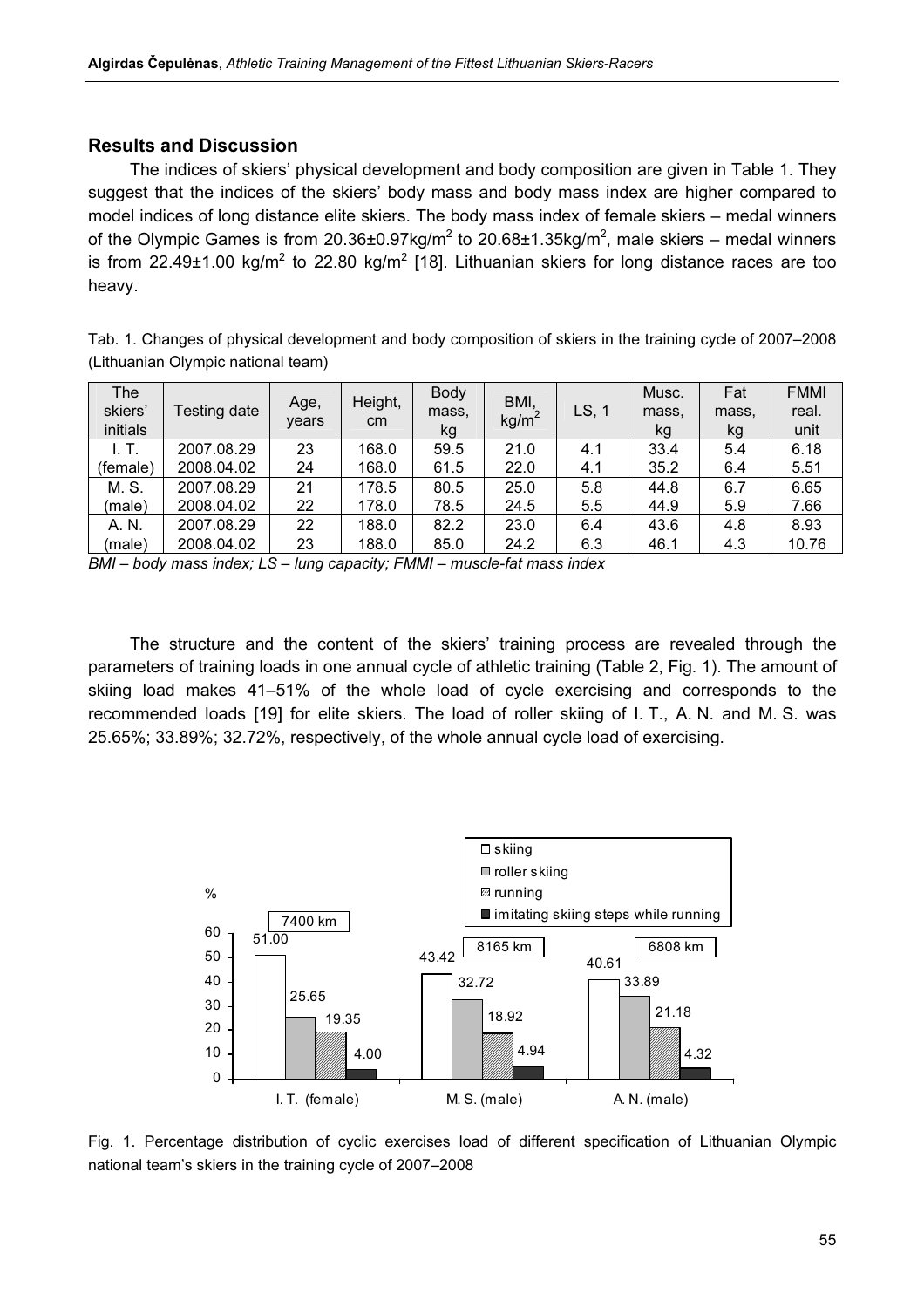## Results and Discussion

The indices of skiers' physical development and body composition are given in Table 1. They suggest that the indices of the skiers' body mass and body mass index are higher compared to model indices of long distance elite skiers. The body mass index of female skiers – medal winners of the Olympic Games is from 20.36±0.97kg/m$^2$ to 20.68±1.35kg/m$^2$, male skiers – medal winners is from 22.49±1.00 kg/m$^2$ to 22.80 kg/m$^2$ [18]. Lithuanian skiers for long distance races are too heavy.

Tab. 1. Changes of physical development and body composition of skiers in the training cycle of 2007–2008 (Lithuanian Olympic national team)

| The skiers' initials | Testing date | Age, years | Height, cm | Body mass, kg | BMI, kg/m$^2$ | LS, 1 | Musc. mass, kg | Fat mass, kg | FMMI real. unit |
|---|---|---|---|---|---|---|---|---|---|
| I. T. | 2007.08.29 | 23 | 168.0 | 59.5 | 21.0 | 4.1 | 33.4 | 5.4 | 6.18 |
| (female) | 2008.04.02 | 24 | 168.0 | 61.5 | 22.0 | 4.1 | 35.2 | 6.4 | 5.51 |
| M. S. | 2007.08.29 | 21 | 178.5 | 80.5 | 25.0 | 5.8 | 44.8 | 6.7 | 6.65 |
| (male) | 2008.04.02 | 22 | 178.0 | 78.5 | 24.5 | 5.5 | 44.9 | 5.9 | 7.66 |
| A. N. | 2007.08.29 | 22 | 188.0 | 82.2 | 23.0 | 6.4 | 43.6 | 4.8 | 8.93 |
| (male) | 2008.04.02 | 23 | 188.0 | 85.0 | 24.2 | 6.3 | 46.1 | 4.3 | 10.76 |

*BMI – body mass index; LS – lung capacity; FMMI – muscle-fat mass index*

The structure and the content of the skiers' training process are revealed through the parameters of training loads in one annual cycle of athletic training (Table 2, Fig. 1). The amount of skiing load makes 41–51% of the whole load of cycle exercising and corresponds to the recommended loads [19] for elite skiers. The load of roller skiing of I. T., A. N. and M. S. was 25.65%; 33.89%; 32.72%, respectively, of the whole annual cycle load of exercising.

| | skiing (%) | roller skiing (%) | running (%) | imitating skiing steps while running (%) | Total |
|---|---|---|---|---|---|
| I. T. (female) | 51.00 | 25.65 | 19.35 | 4.00 | 7400 km |
| M. S. (male) | 43.42 | 32.72 | 18.92 | 4.94 | 8165 km |
| A. N. (male) | 40.61 | 33.89 | 21.18 | 4.32 | 6808 km |

Fig. 1. Percentage distribution of cyclic exercises load of different specification of Lithuanian Olympic national team's skiers in the training cycle of 2007–2008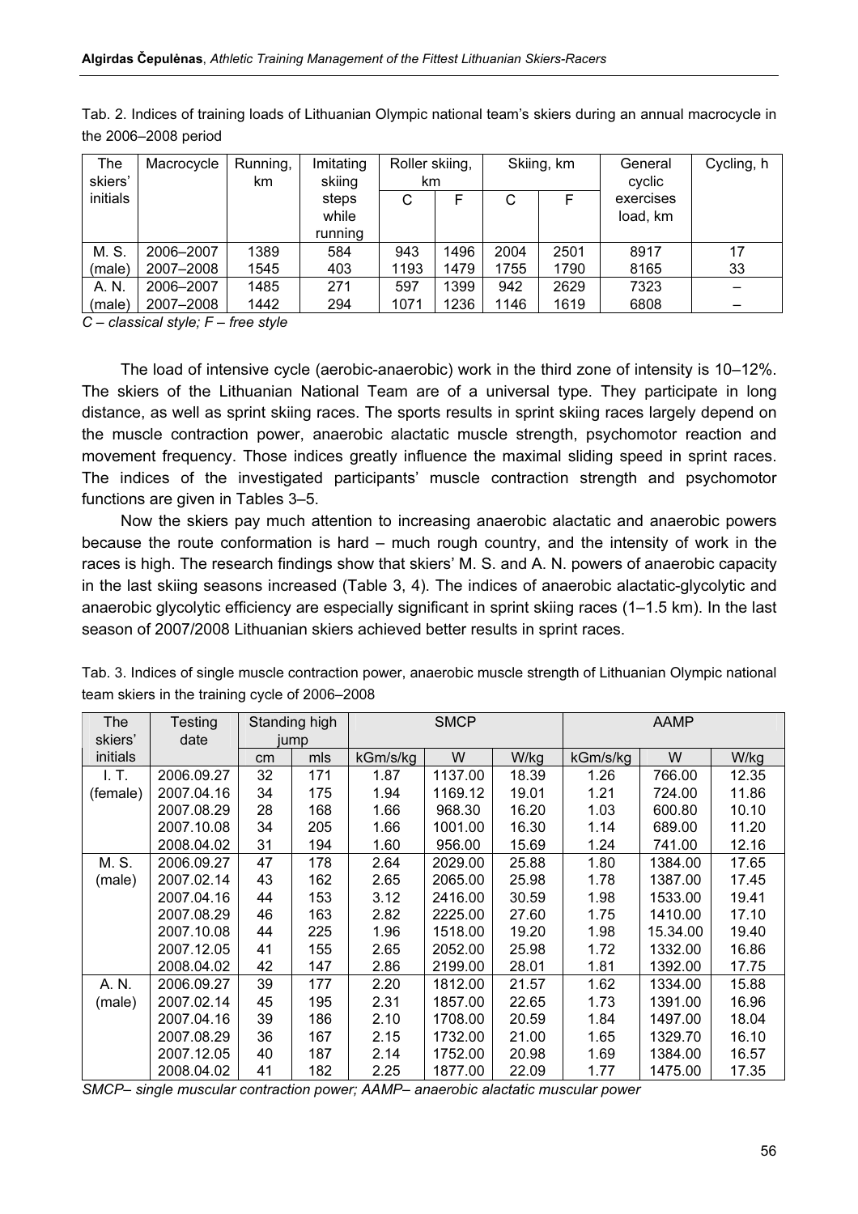Tab. 2. Indices of training loads of Lithuanian Olympic national team's skiers during an annual macrocycle in the 2006–2008 period

| The skiers' initials | Macrocycle | Running, km | Imitating skiing steps while running | Roller skiing, km | | Skiing, km | | General cyclic exercises load, km | Cycling, h |
|---|---|---|---|---|---|---|---|---|---|
| | | | | C | F | C | F | | |
| M. S. (male) | 2006–2007 | 1389 | 584 | 943 | 1496 | 2004 | 2501 | 8917 | 17 |
| | 2007–2008 | 1545 | 403 | 1193 | 1479 | 1755 | 1790 | 8165 | 33 |
| A. N. (male) | 2006–2007 | 1485 | 271 | 597 | 1399 | 942 | 2629 | 7323 | – |
| | 2007–2008 | 1442 | 294 | 1071 | 1236 | 1146 | 1619 | 6808 | – |

*C – classical style; F – free style*

The load of intensive cycle (aerobic-anaerobic) work in the third zone of intensity is 10–12%. The skiers of the Lithuanian National Team are of a universal type. They participate in long distance, as well as sprint skiing races. The sports results in sprint skiing races largely depend on the muscle contraction power, anaerobic alactatic muscle strength, psychomotor reaction and movement frequency. Those indices greatly influence the maximal sliding speed in sprint races. The indices of the investigated participants' muscle contraction strength and psychomotor functions are given in Tables 3–5.

Now the skiers pay much attention to increasing anaerobic alactatic and anaerobic powers because the route conformation is hard – much rough country, and the intensity of work in the races is high. The research findings show that skiers' M. S. and A. N. powers of anaerobic capacity in the last skiing seasons increased (Table 3, 4). The indices of anaerobic alactatic-glycolytic and anaerobic glycolytic efficiency are especially significant in sprint skiing races (1–1.5 km). In the last season of 2007/2008 Lithuanian skiers achieved better results in sprint races.

Tab. 3. Indices of single muscle contraction power, anaerobic muscle strength of Lithuanian Olympic national team skiers in the training cycle of 2006–2008

| The skiers' initials | Testing date | Standing high jump | | SMCP | | | AAMP | | |
|---|---|---|---|---|---|---|---|---|---|
| | | cm | mls | kGm/s/kg | W | W/kg | kGm/s/kg | W | W/kg |
| I. T. (female) | 2006.09.27 | 32 | 171 | 1.87 | 1137.00 | 18.39 | 1.26 | 766.00 | 12.35 |
| | 2007.04.16 | 34 | 175 | 1.94 | 1169.12 | 19.01 | 1.21 | 724.00 | 11.86 |
| | 2007.08.29 | 28 | 168 | 1.66 | 968.30 | 16.20 | 1.03 | 600.80 | 10.10 |
| | 2007.10.08 | 34 | 205 | 1.66 | 1001.00 | 16.30 | 1.14 | 689.00 | 11.20 |
| | 2008.04.02 | 31 | 194 | 1.60 | 956.00 | 15.69 | 1.24 | 741.00 | 12.16 |
| M. S. (male) | 2006.09.27 | 47 | 178 | 2.64 | 2029.00 | 25.88 | 1.80 | 1384.00 | 17.65 |
| | 2007.02.14 | 43 | 162 | 2.65 | 2065.00 | 25.98 | 1.78 | 1387.00 | 17.45 |
| | 2007.04.16 | 44 | 153 | 3.12 | 2416.00 | 30.59 | 1.98 | 1533.00 | 19.41 |
| | 2007.08.29 | 46 | 163 | 2.82 | 2225.00 | 27.60 | 1.75 | 1410.00 | 17.10 |
| | 2007.10.08 | 44 | 225 | 1.96 | 1518.00 | 19.20 | 1.98 | 15.34.00 | 19.40 |
| | 2007.12.05 | 41 | 155 | 2.65 | 2052.00 | 25.98 | 1.72 | 1332.00 | 16.86 |
| | 2008.04.02 | 42 | 147 | 2.86 | 2199.00 | 28.01 | 1.81 | 1392.00 | 17.75 |
| A. N. (male) | 2006.09.27 | 39 | 177 | 2.20 | 1812.00 | 21.57 | 1.62 | 1334.00 | 15.88 |
| | 2007.02.14 | 45 | 195 | 2.31 | 1857.00 | 22.65 | 1.73 | 1391.00 | 16.96 |
| | 2007.04.16 | 39 | 186 | 2.10 | 1708.00 | 20.59 | 1.84 | 1497.00 | 18.04 |
| | 2007.08.29 | 36 | 167 | 2.15 | 1732.00 | 21.00 | 1.65 | 1329.70 | 16.10 |
| | 2007.12.05 | 40 | 187 | 2.14 | 1752.00 | 20.98 | 1.69 | 1384.00 | 16.57 |
| | 2008.04.02 | 41 | 182 | 2.25 | 1877.00 | 22.09 | 1.77 | 1475.00 | 17.35 |

*SMCP– single muscular contraction power; AAMP– anaerobic alactatic muscular power*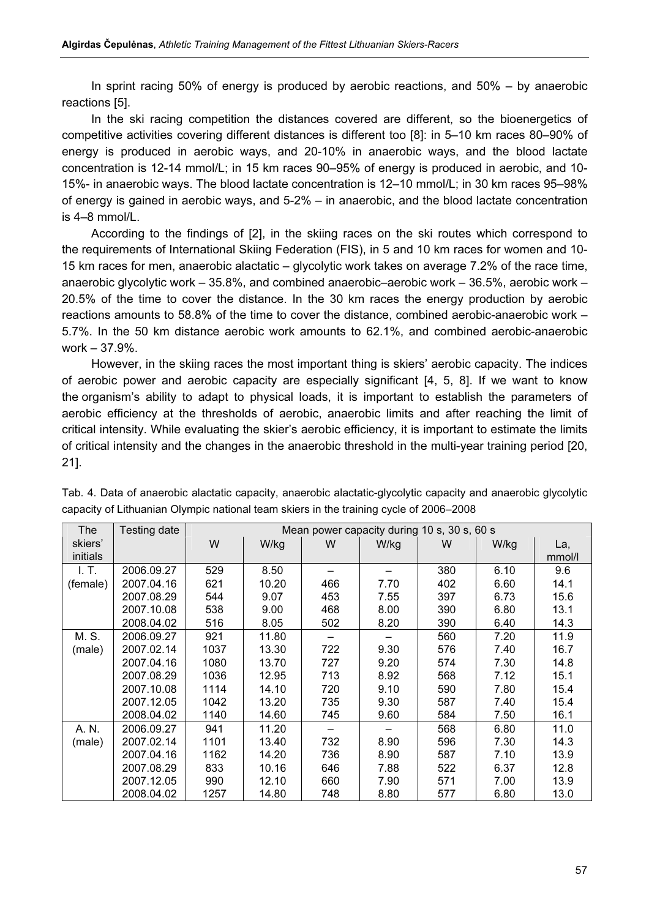In sprint racing 50% of energy is produced by aerobic reactions, and 50% – by anaerobic reactions [5].

In the ski racing competition the distances covered are different, so the bioenergetics of competitive activities covering different distances is different too [8]: in 5–10 km races 80–90% of energy is produced in aerobic ways, and 20-10% in anaerobic ways, and the blood lactate concentration is 12-14 mmol/L; in 15 km races 90–95% of energy is produced in aerobic, and 10-15%- in anaerobic ways. The blood lactate concentration is 12–10 mmol/L; in 30 km races 95–98% of energy is gained in aerobic ways, and 5-2% – in anaerobic, and the blood lactate concentration is 4–8 mmol/L.

According to the findings of [2], in the skiing races on the ski routes which correspond to the requirements of International Skiing Federation (FIS), in 5 and 10 km races for women and 10-15 km races for men, anaerobic alactatic – glycolytic work takes on average 7.2% of the race time, anaerobic glycolytic work – 35.8%, and combined anaerobic–aerobic work – 36.5%, aerobic work – 20.5% of the time to cover the distance. In the 30 km races the energy production by aerobic reactions amounts to 58.8% of the time to cover the distance, combined aerobic-anaerobic work – 5.7%. In the 50 km distance aerobic work amounts to 62.1%, and combined aerobic-anaerobic work – 37.9%.

However, in the skiing races the most important thing is skiers' aerobic capacity. The indices of aerobic power and aerobic capacity are especially significant [4, 5, 8]. If we want to know the organism's ability to adapt to physical loads, it is important to establish the parameters of aerobic efficiency at the thresholds of aerobic, anaerobic limits and after reaching the limit of critical intensity. While evaluating the skier's aerobic efficiency, it is important to estimate the limits of critical intensity and the changes in the anaerobic threshold in the multi-year training period [20, 21].

Tab. 4. Data of anaerobic alactatic capacity, anaerobic alactatic-glycolytic capacity and anaerobic glycolytic capacity of Lithuanian Olympic national team skiers in the training cycle of 2006–2008

| The skiers' initials | Testing date | Mean power capacity during 10 s, 30 s, 60 s | | | | | | |
|---|---|---|---|---|---|---|---|---|
| | | W | W/kg | W | W/kg | W | W/kg | La, mmol/l |
| I. T. (female) | 2006.09.27 | 529 | 8.50 | – | – | 380 | 6.10 | 9.6 |
| | 2007.04.16 | 621 | 10.20 | 466 | 7.70 | 402 | 6.60 | 14.1 |
| | 2007.08.29 | 544 | 9.07 | 453 | 7.55 | 397 | 6.73 | 15.6 |
| | 2007.10.08 | 538 | 9.00 | 468 | 8.00 | 390 | 6.80 | 13.1 |
| | 2008.04.02 | 516 | 8.05 | 502 | 8.20 | 390 | 6.40 | 14.3 |
| M. S. (male) | 2006.09.27 | 921 | 11.80 | – | – | 560 | 7.20 | 11.9 |
| | 2007.02.14 | 1037 | 13.30 | 722 | 9.30 | 576 | 7.40 | 16.7 |
| | 2007.04.16 | 1080 | 13.70 | 727 | 9.20 | 574 | 7.30 | 14.8 |
| | 2007.08.29 | 1036 | 12.95 | 713 | 8.92 | 568 | 7.12 | 15.1 |
| | 2007.10.08 | 1114 | 14.10 | 720 | 9.10 | 590 | 7.80 | 15.4 |
| | 2007.12.05 | 1042 | 13.20 | 735 | 9.30 | 587 | 7.40 | 15.4 |
| | 2008.04.02 | 1140 | 14.60 | 745 | 9.60 | 584 | 7.50 | 16.1 |
| A. N. (male) | 2006.09.27 | 941 | 11.20 | – | – | 568 | 6.80 | 11.0 |
| | 2007.02.14 | 1101 | 13.40 | 732 | 8.90 | 596 | 7.30 | 14.3 |
| | 2007.04.16 | 1162 | 14.20 | 736 | 8.90 | 587 | 7.10 | 13.9 |
| | 2007.08.29 | 833 | 10.16 | 646 | 7.88 | 522 | 6.37 | 12.8 |
| | 2007.12.05 | 990 | 12.10 | 660 | 7.90 | 571 | 7.00 | 13.9 |
| | 2008.04.02 | 1257 | 14.80 | 748 | 8.80 | 577 | 6.80 | 13.0 |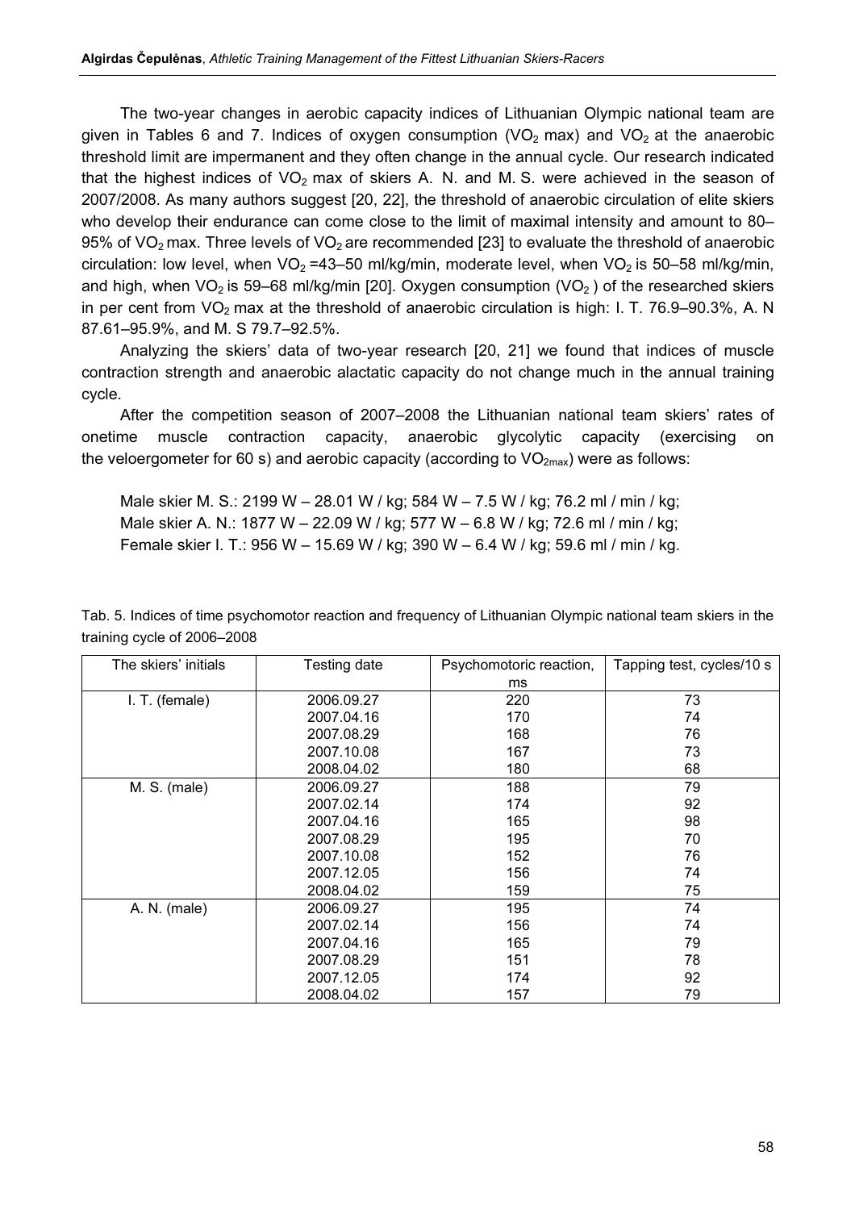The two-year changes in aerobic capacity indices of Lithuanian Olympic national team are given in Tables 6 and 7. Indices of oxygen consumption ($VO_2$ max) and $VO_2$ at the anaerobic threshold limit are impermanent and they often change in the annual cycle. Our research indicated that the highest indices of $VO_2$ max of skiers A. N. and M. S. were achieved in the season of 2007/2008. As many authors suggest [20, 22], the threshold of anaerobic circulation of elite skiers who develop their endurance can come close to the limit of maximal intensity and amount to 80–95% of $VO_2$ max. Three levels of $VO_2$ are recommended [23] to evaluate the threshold of anaerobic circulation: low level, when $VO_2$ =43–50 ml/kg/min, moderate level, when $VO_2$ is 50–58 ml/kg/min, and high, when $VO_2$ is 59–68 ml/kg/min [20]. Oxygen consumption ($VO_2$ ) of the researched skiers in per cent from $VO_2$ max at the threshold of anaerobic circulation is high: I. T. 76.9–90.3%, A. N 87.61–95.9%, and M. S 79.7–92.5%.

Analyzing the skiers' data of two-year research [20, 21] we found that indices of muscle contraction strength and anaerobic alactatic capacity do not change much in the annual training cycle.

After the competition season of 2007–2008 the Lithuanian national team skiers' rates of onetime muscle contraction capacity, anaerobic glycolytic capacity (exercising on the veloergometer for 60 s) and aerobic capacity (according to $VO_{2max}$) were as follows:

Male skier M. S.: 2199 W – 28.01 W / kg; 584 W – 7.5 W / kg; 76.2 ml / min / kg;
Male skier A. N.: 1877 W – 22.09 W / kg; 577 W – 6.8 W / kg; 72.6 ml / min / kg;
Female skier I. T.: 956 W – 15.69 W / kg; 390 W – 6.4 W / kg; 59.6 ml / min / kg.

Tab. 5. Indices of time psychomotor reaction and frequency of Lithuanian Olympic national team skiers in the training cycle of 2006–2008

| The skiers' initials | Testing date | Psychomotoric reaction, ms | Tapping test, cycles/10 s |
|---|---|---|---|
| I. T. (female) | 2006.09.27 | 220 | 73 |
| | 2007.04.16 | 170 | 74 |
| | 2007.08.29 | 168 | 76 |
| | 2007.10.08 | 167 | 73 |
| | 2008.04.02 | 180 | 68 |
| M. S. (male) | 2006.09.27 | 188 | 79 |
| | 2007.02.14 | 174 | 92 |
| | 2007.04.16 | 165 | 98 |
| | 2007.08.29 | 195 | 70 |
| | 2007.10.08 | 152 | 76 |
| | 2007.12.05 | 156 | 74 |
| | 2008.04.02 | 159 | 75 |
| A. N. (male) | 2006.09.27 | 195 | 74 |
| | 2007.02.14 | 156 | 74 |
| | 2007.04.16 | 165 | 79 |
| | 2007.08.29 | 151 | 78 |
| | 2007.12.05 | 174 | 92 |
| | 2008.04.02 | 157 | 79 |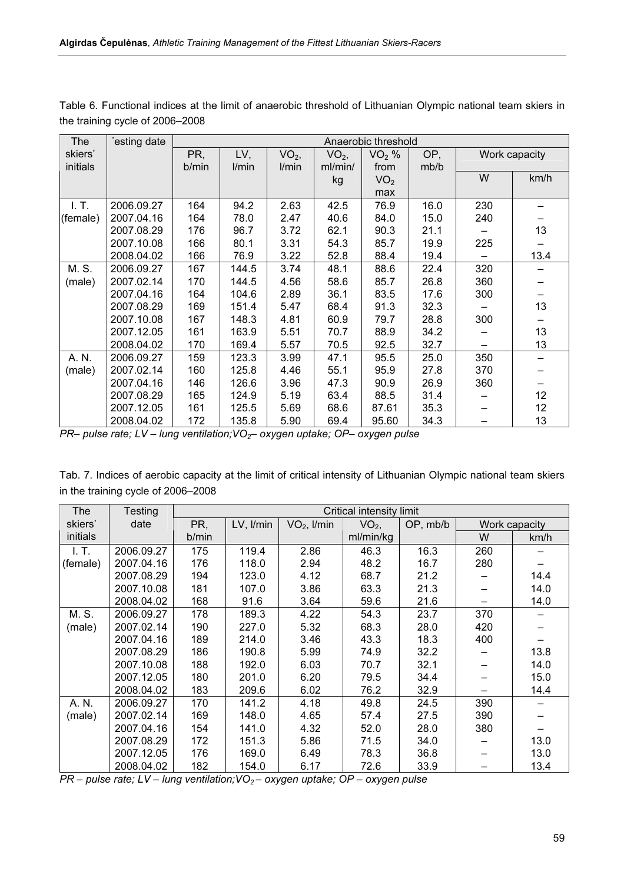Table 6. Functional indices at the limit of anaerobic threshold of Lithuanian Olympic national team skiers in the training cycle of 2006–2008

| The skiers' initials | ˙esting date | Anaerobic threshold | | | | | | | |
|---|---|---|---|---|---|---|---|---|---|
| | | PR, b/min | LV, l/min | $VO_2$, l/min | $VO_2$, ml/min/kg | $VO_2$ % from $VO_2$ max | OP, mb/b | Work capacity | |
| | | | | | | | | W | km/h |
| I. T. (female) | 2006.09.27 | 164 | 94.2 | 2.63 | 42.5 | 76.9 | 16.0 | 230 | – |
| | 2007.04.16 | 164 | 78.0 | 2.47 | 40.6 | 84.0 | 15.0 | 240 | – |
| | 2007.08.29 | 176 | 96.7 | 3.72 | 62.1 | 90.3 | 21.1 | – | 13 |
| | 2007.10.08 | 166 | 80.1 | 3.31 | 54.3 | 85.7 | 19.9 | 225 | – |
| | 2008.04.02 | 166 | 76.9 | 3.22 | 52.8 | 88.4 | 19.4 | – | 13.4 |
| M. S. (male) | 2006.09.27 | 167 | 144.5 | 3.74 | 48.1 | 88.6 | 22.4 | 320 | – |
| | 2007.02.14 | 170 | 144.5 | 4.56 | 58.6 | 85.7 | 26.8 | 360 | – |
| | 2007.04.16 | 164 | 104.6 | 2.89 | 36.1 | 83.5 | 17.6 | 300 | – |
| | 2007.08.29 | 169 | 151.4 | 5.47 | 68.4 | 91.3 | 32.3 | – | 13 |
| | 2007.10.08 | 167 | 148.3 | 4.81 | 60.9 | 79.7 | 28.8 | 300 | – |
| | 2007.12.05 | 161 | 163.9 | 5.51 | 70.7 | 88.9 | 34.2 | – | 13 |
| | 2008.04.02 | 170 | 169.4 | 5.57 | 70.5 | 92.5 | 32.7 | – | 13 |
| A. N. (male) | 2006.09.27 | 159 | 123.3 | 3.99 | 47.1 | 95.5 | 25.0 | 350 | – |
| | 2007.02.14 | 160 | 125.8 | 4.46 | 55.1 | 95.9 | 27.8 | 370 | – |
| | 2007.04.16 | 146 | 126.6 | 3.96 | 47.3 | 90.9 | 26.9 | 360 | – |
| | 2007.08.29 | 165 | 124.9 | 5.19 | 63.4 | 88.5 | 31.4 | – | 12 |
| | 2007.12.05 | 161 | 125.5 | 5.69 | 68.6 | 87.61 | 35.3 | – | 12 |
| | 2008.04.02 | 172 | 135.8 | 5.90 | 69.4 | 95.60 | 34.3 | – | 13 |

*PR– pulse rate; LV – lung ventilation;$VO_2$– oxygen uptake; OP– oxygen pulse*

Tab. 7. Indices of aerobic capacity at the limit of critical intensity of Lithuanian Olympic national team skiers in the training cycle of 2006–2008

| The skiers' initials | Testing date | Critical intensity limit | | | | | | |
|---|---|---|---|---|---|---|---|---|
| | | PR, b/min | LV, l/min | $VO_2$, l/min | $VO_2$, ml/min/kg | OP, mb/b | Work capacity | |
| | | | | | | | W | km/h |
| I. T. (female) | 2006.09.27 | 175 | 119.4 | 2.86 | 46.3 | 16.3 | 260 | – |
| | 2007.04.16 | 176 | 118.0 | 2.94 | 48.2 | 16.7 | 280 | – |
| | 2007.08.29 | 194 | 123.0 | 4.12 | 68.7 | 21.2 | – | 14.4 |
| | 2007.10.08 | 181 | 107.0 | 3.86 | 63.3 | 21.3 | – | 14.0 |
| | 2008.04.02 | 168 | 91.6 | 3.64 | 59.6 | 21.6 | – | 14.0 |
| M. S. (male) | 2006.09.27 | 178 | 189.3 | 4.22 | 54.3 | 23.7 | 370 | – |
| | 2007.02.14 | 190 | 227.0 | 5.32 | 68.3 | 28.0 | 420 | – |
| | 2007.04.16 | 189 | 214.0 | 3.46 | 43.3 | 18.3 | 400 | – |
| | 2007.08.29 | 186 | 190.8 | 5.99 | 74.9 | 32.2 | – | 13.8 |
| | 2007.10.08 | 188 | 192.0 | 6.03 | 70.7 | 32.1 | – | 14.0 |
| | 2007.12.05 | 180 | 201.0 | 6.20 | 79.5 | 34.4 | – | 15.0 |
| | 2008.04.02 | 183 | 209.6 | 6.02 | 76.2 | 32.9 | – | 14.4 |
| A. N. (male) | 2006.09.27 | 170 | 141.2 | 4.18 | 49.8 | 24.5 | 390 | – |
| | 2007.02.14 | 169 | 148.0 | 4.65 | 57.4 | 27.5 | 390 | – |
| | 2007.04.16 | 154 | 141.0 | 4.32 | 52.0 | 28.0 | 380 | – |
| | 2007.08.29 | 172 | 151.3 | 5.86 | 71.5 | 34.0 | – | 13.0 |
| | 2007.12.05 | 176 | 169.0 | 6.49 | 78.3 | 36.8 | – | 13.0 |
| | 2008.04.02 | 182 | 154.0 | 6.17 | 72.6 | 33.9 | – | 13.4 |

*PR – pulse rate; LV – lung ventilation;$VO_2$ – oxygen uptake; OP – oxygen pulse*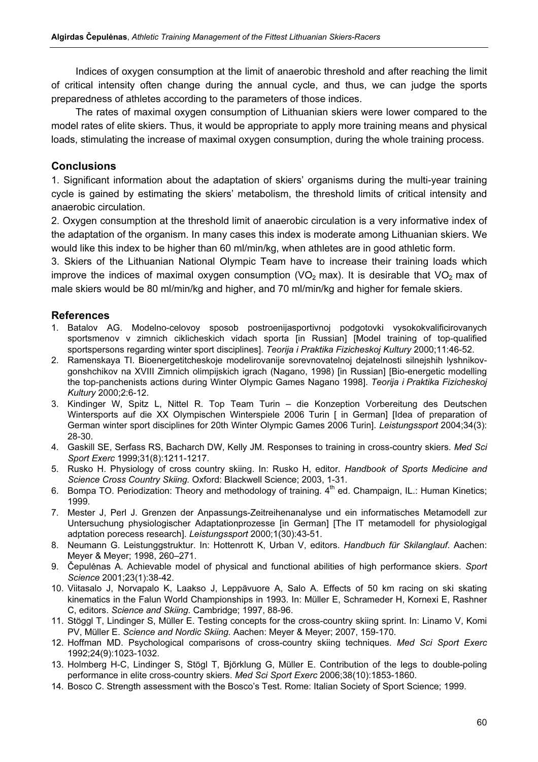Indices of oxygen consumption at the limit of anaerobic threshold and after reaching the limit of critical intensity often change during the annual cycle, and thus, we can judge the sports preparedness of athletes according to the parameters of those indices.

The rates of maximal oxygen consumption of Lithuanian skiers were lower compared to the model rates of elite skiers. Thus, it would be appropriate to apply more training means and physical loads, stimulating the increase of maximal oxygen consumption, during the whole training process.

## Conclusions

1. Significant information about the adaptation of skiers' organisms during the multi-year training cycle is gained by estimating the skiers' metabolism, the threshold limits of critical intensity and anaerobic circulation.
2. Oxygen consumption at the threshold limit of anaerobic circulation is a very informative index of the adaptation of the organism. In many cases this index is moderate among Lithuanian skiers. We would like this index to be higher than 60 ml/min/kg, when athletes are in good athletic form.
3. Skiers of the Lithuanian National Olympic Team have to increase their training loads which improve the indices of maximal oxygen consumption ($VO_2$ max). It is desirable that $VO_2$ max of male skiers would be 80 ml/min/kg and higher, and 70 ml/min/kg and higher for female skiers.

## References

1. Batalov AG. Modelno-celovoy sposob postroenijasportivnoj podgotovki vysokokvalificirovanych sportsmenov v zimnich ciklicheskich vidach sporta [in Russian] [Model training of top-qualified sportspersons regarding winter sport disciplines]. *Teorija i Praktika Fizicheskoj Kultury* 2000;11:46-52.
2. Ramenskaya TI. Bioenergetitcheskoje modelirovanije sorevnovatelnoj dejatelnosti silnejshih lyshnikov-gonshchikov na XVIII Zimnich olimpijskich igrach (Nagano, 1998) [in Russian] [Bio-energetic modelling the top-panchenists actions during Winter Olympic Games Nagano 1998]. *Teorija i Praktika Fizicheskoj Kultury* 2000;2:6-12.
3. Kindinger W, Spitz L, Nittel R. Top Team Turin – die Konzeption Vorbereitung des Deutschen Wintersports auf die XX Olympischen Winterspiele 2006 Turin [ in German] [Idea of preparation of German winter sport disciplines for 20th Winter Olympic Games 2006 Turin]. *Leistungssport* 2004;34(3): 28-30.
4. Gaskill SE, Serfass RS, Bacharch DW, Kelly JM. Responses to training in cross-country skiers. *Med Sci Sport Exerc* 1999;31(8):1211-1217.
5. Rusko H. Physiology of cross country skiing. In: Rusko H, editor. *Handbook of Sports Medicine and Science Cross Country Skiing.* Oxford: Blackwell Science; 2003, 1-31.
6. Bompa TO. Periodization: Theory and methodology of training. 4th ed. Champaign, IL.: Human Kinetics; 1999.
7. Mester J, Perl J. Grenzen der Anpassungs-Zeitreihenanalyse und ein informatisches Metamodell zur Untersuchung physiologischer Adaptationprozesse [in German] [The IT metamodell for physiologigal adptation porecess research]. *Leistungssport* 2000;1(30):43-51.
8. Neumann G. Leistunggstruktur. In: Hottenrott K, Urban V, editors. *Handbuch für Skilanglauf*. Aachen: Meyer & Meyer; 1998, 260–271.
9. Čepulėnas A. Achievable model of physical and functional abilities of high performance skiers. *Sport Science* 2001;23(1):38-42.
10. Viitasalo J, Norvapalo K, Laakso J, Leppävuore A, Salo A. Effects of 50 km racing on ski skating kinematics in the Falun World Championships in 1993. In: Müller E, Schrameder H, Kornexi E, Rashner C, editors. *Science and Skiing.* Cambridge; 1997, 88-96.
11. Stöggl T, Lindinger S, Müller E. Testing concepts for the cross-country skiing sprint. In: Linamo V, Komi PV, Müller E. *Science and Nordic Skiing.* Aachen: Meyer & Meyer; 2007, 159-170.
12. Hoffman MD. Psychological comparisons of cross-country skiing techniques. *Med Sci Sport Exerc* 1992;24(9):1023-1032.
13. Holmberg H-C, Lindinger S, Stögl T, Björklung G, Müller E. Contribution of the legs to double-poling performance in elite cross-country skiers. *Med Sci Sport Exerc* 2006;38(10):1853-1860.
14. Bosco C. Strength assessment with the Bosco's Test. Rome: Italian Society of Sport Science; 1999.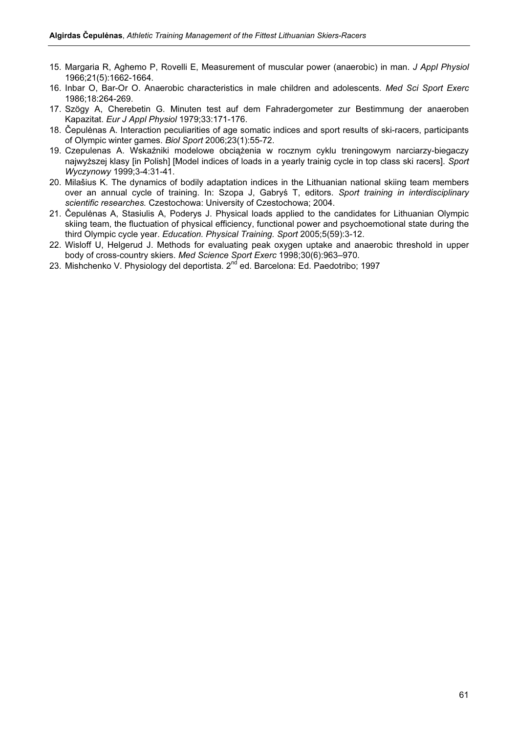15. Margaria R, Aghemo P, Rovelli E, Measurement of muscular power (anaerobic) in man. *J Appl Physiol* 1966;21(5):1662-1664.
16. Inbar O, Bar-Or O. Anaerobic characteristics in male children and adolescents. *Med Sci Sport Exerc* 1986;18:264-269.
17. Szögy A, Cherebetin G. Minuten test auf dem Fahradergometer zur Bestimmung der anaeroben Kapazitat. *Eur J Appl Physiol* 1979;33:171-176.
18. Čepulėnas A. Interaction peculiarities of age somatic indices and sport results of ski-racers, participants of Olympic winter games. *Biol Sport* 2006;23(1):55-72.
19. Czepulenas A. Wskaźniki modelowe obciążenia w rocznym cyklu treningowym narciarzy-biegaczy najwyższej klasy [in Polish] [Model indices of loads in a yearly trainig cycle in top class ski racers]. *Sport Wyczynowy* 1999;3-4:31-41.
20. Milašius K. The dynamics of bodily adaptation indices in the Lithuanian national skiing team members over an annual cycle of training. In: Szopa J, Gabryś T, editors. *Sport training in interdisciplinary scientific researches.* Czestochowa: University of Czestochowa; 2004.
21. Čepulėnas A, Stasiulis A, Poderys J. Physical loads applied to the candidates for Lithuanian Olympic skiing team, the fluctuation of physical efficiency, functional power and psychoemotional state during the third Olympic cycle year. *Education. Physical Training. Sport* 2005;5(59):3-12.
22. Wisloff U, Helgerud J. Methods for evaluating peak oxygen uptake and anaerobic threshold in upper body of cross-country skiers. *Med Science Sport Exerc* 1998;30(6):963–970.
23. Mishchenko V. Physiology del deportista. 2nd ed. Barcelona: Ed. Paedotribo; 1997